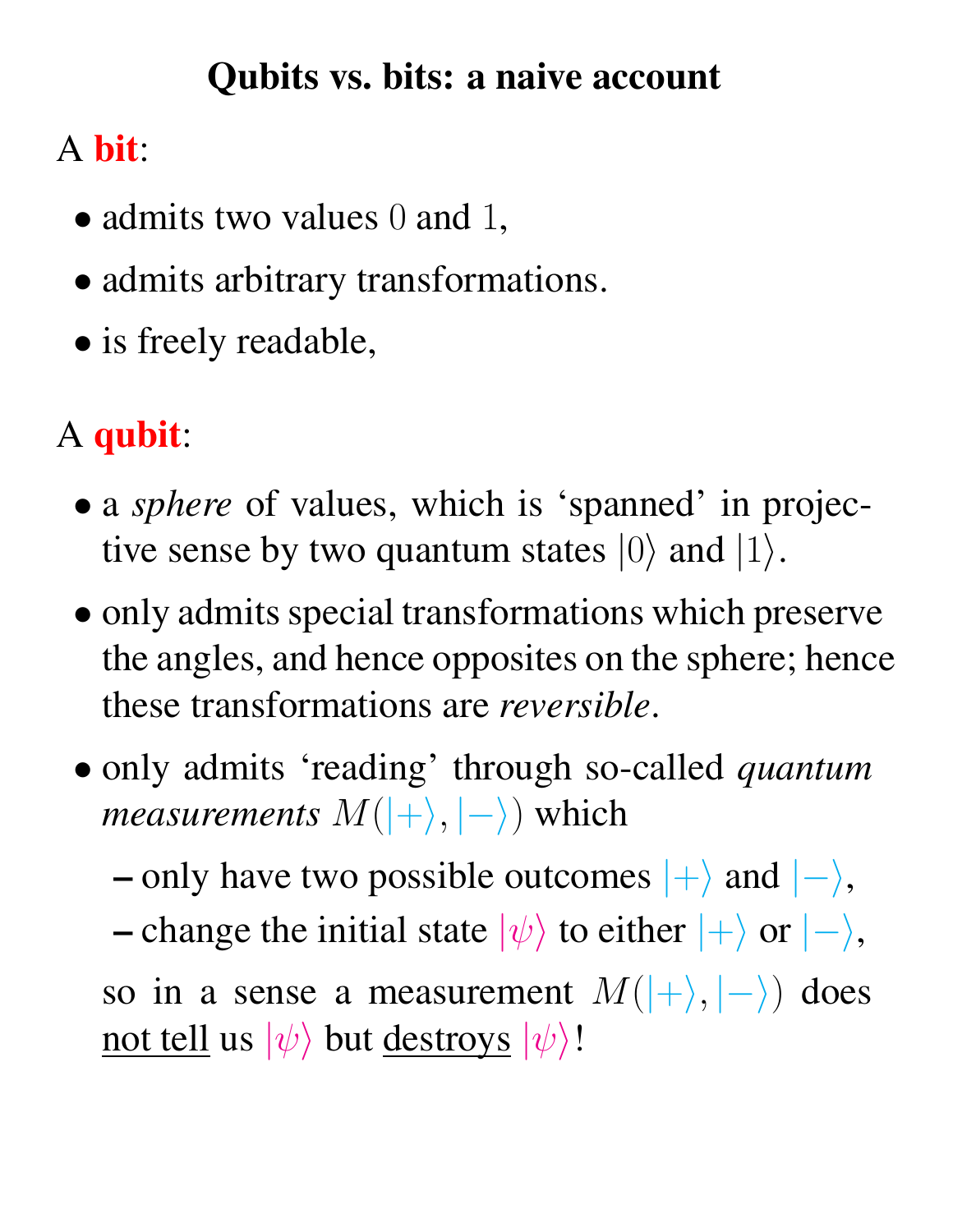# Qubits vs. bits: a naive account

A **bit**:

- admits two values $0$ and $1$,
- admits arbitrary transformations.
- is freely readable,

A **qubit**:

- a *sphere* of values, which is 'spanned' in projective sense by two quantum states $|0\rangle$ and $|1\rangle$.
- only admits special transformations which preserve the angles, and hence opposites on the sphere; hence these transformations are *reversible*.
- only admits 'reading' through so-called *quantum measurements* $M(|+\rangle, |-\rangle)$ which
  - only have two possible outcomes $|+\rangle$ and $|-\rangle$,
  - change the initial state $|\psi\rangle$ to either $|+\rangle$ or $|-\rangle$,

  so in a sense a measurement $M(|+\rangle, |-\rangle)$ does <u>not tell</u> us $|\psi\rangle$ but <u>destroys</u> $|\psi\rangle$!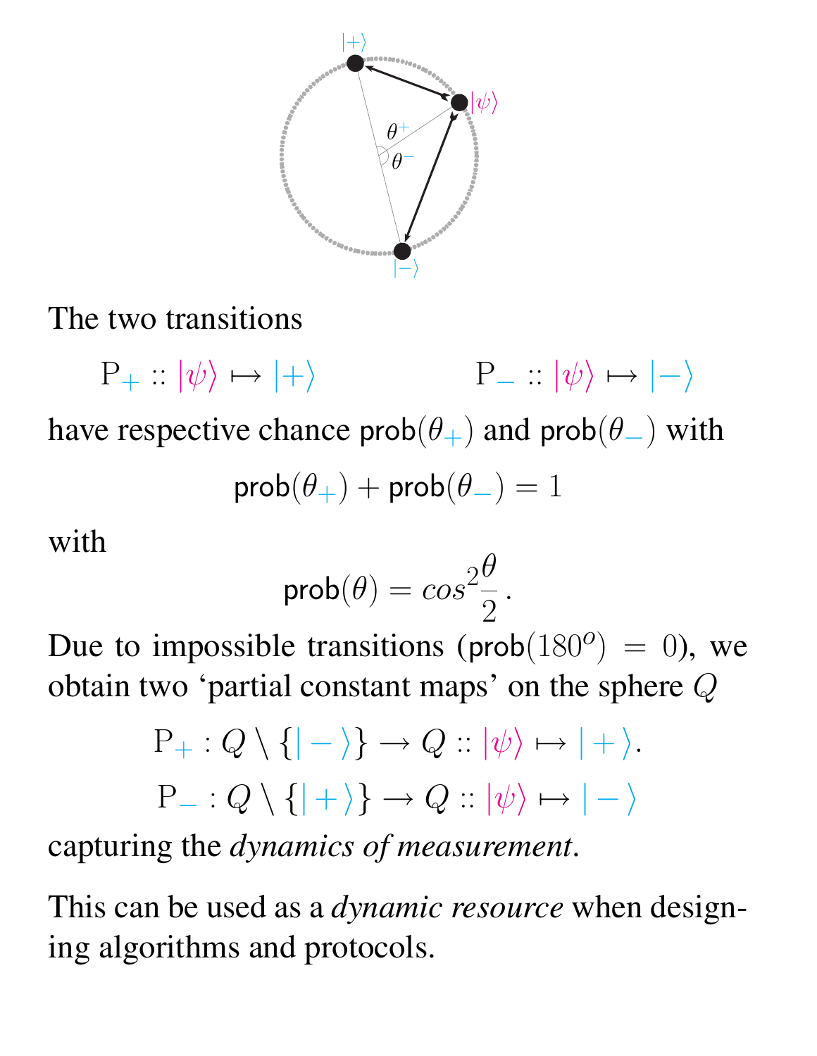The two transitions

$$\mathrm{P}_{+} :: |\psi\rangle \mapsto |+\rangle \qquad\qquad \mathrm{P}_{-} :: |\psi\rangle \mapsto |-\rangle$$

have respective chance $\mathsf{prob}(\theta_{+})$ and $\mathsf{prob}(\theta_{-})$ with

$$\mathsf{prob}(\theta_{+}) + \mathsf{prob}(\theta_{-}) = 1$$

with

$$\mathsf{prob}(\theta) = cos^2\frac{\theta}{2}.$$

Due to impossible transitions ($\mathsf{prob}(180^o) = 0$), we obtain two 'partial constant maps' on the sphere $Q$

$$\mathrm{P}_{+} : Q \setminus \{|-\rangle\} \to Q :: |\psi\rangle \mapsto |+\rangle.$$

$$\mathrm{P}_{-} : Q \setminus \{|+\rangle\} \to Q :: |\psi\rangle \mapsto |-\rangle$$

capturing the *dynamics of measurement*.

This can be used as a *dynamic resource* when designing algorithms and protocols.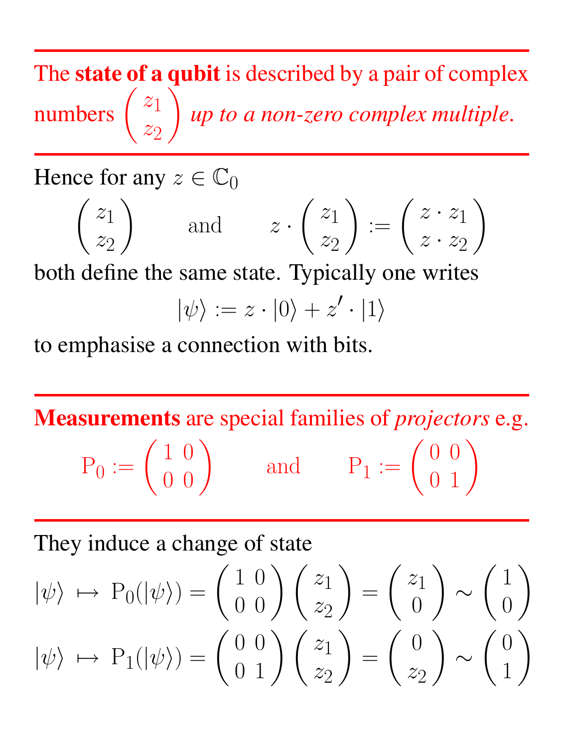---

The **state of a qubit** is described by a pair of complex numbers $\begin{pmatrix} z_1 \\ z_2 \end{pmatrix}$ *up to a non-zero complex multiple.*

---

Hence for any $z \in \mathbb{C}_0$

$$\begin{pmatrix} z_1 \\ z_2 \end{pmatrix} \qquad \text{and} \qquad z \cdot \begin{pmatrix} z_1 \\ z_2 \end{pmatrix} := \begin{pmatrix} z \cdot z_1 \\ z \cdot z_2 \end{pmatrix}$$

both define the same state. Typically one writes

$$|\psi\rangle := z \cdot |0\rangle + z' \cdot |1\rangle$$

to emphasise a connection with bits.

---

**Measurements** are special families of *projectors* e.g.

$$\mathrm{P}_0 := \begin{pmatrix} 1 & 0 \\ 0 & 0 \end{pmatrix} \qquad \text{and} \qquad \mathrm{P}_1 := \begin{pmatrix} 0 & 0 \\ 0 & 1 \end{pmatrix}$$

---

They induce a change of state

$$|\psi\rangle \mapsto \mathrm{P}_0(|\psi\rangle) = \begin{pmatrix} 1 & 0 \\ 0 & 0 \end{pmatrix} \begin{pmatrix} z_1 \\ z_2 \end{pmatrix} = \begin{pmatrix} z_1 \\ 0 \end{pmatrix} \sim \begin{pmatrix} 1 \\ 0 \end{pmatrix}$$

$$|\psi\rangle \mapsto \mathrm{P}_1(|\psi\rangle) = \begin{pmatrix} 0 & 0 \\ 0 & 1 \end{pmatrix} \begin{pmatrix} z_1 \\ z_2 \end{pmatrix} = \begin{pmatrix} 0 \\ z_2 \end{pmatrix} \sim \begin{pmatrix} 0 \\ 1 \end{pmatrix}$$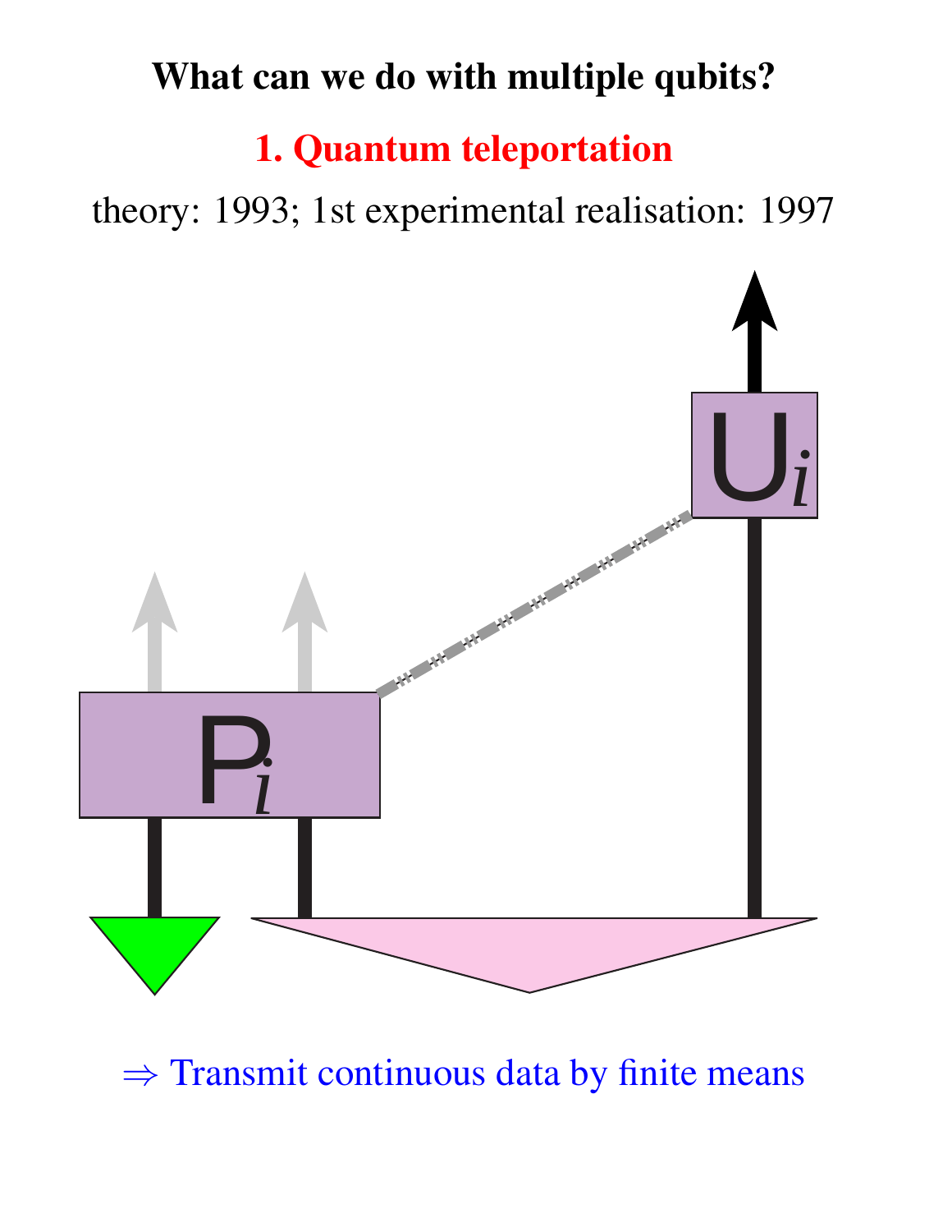# What can we do with multiple qubits?

## 1. Quantum teleportation

theory: 1993; 1st experimental realisation: 1997

$P_i$

$U_i$

$\Rightarrow$ Transmit continuous data by finite means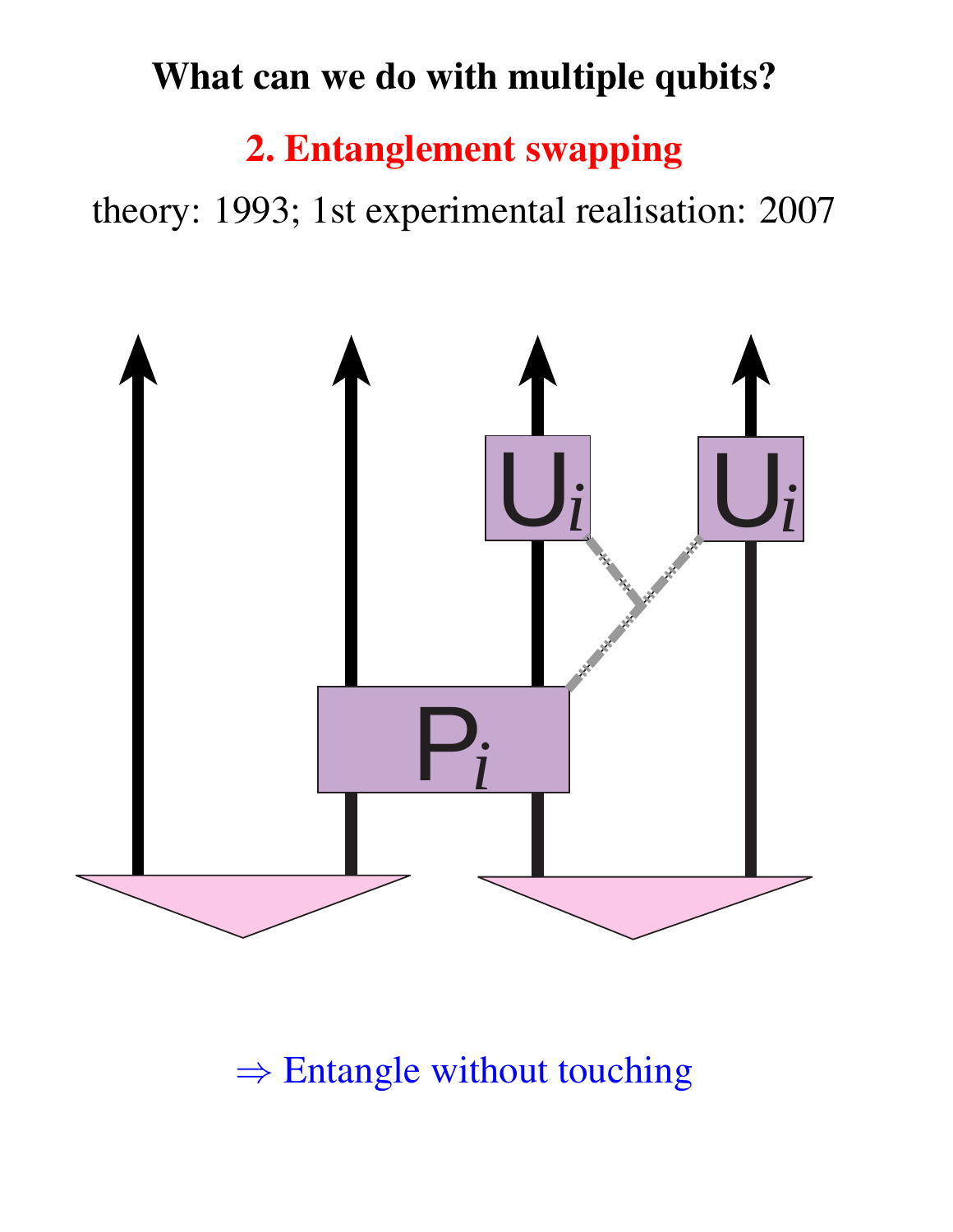**What can we do with multiple qubits?**

**2. Entanglement swapping**

theory: 1993; 1st experimental realisation: 2007

$\Rightarrow$ Entangle without touching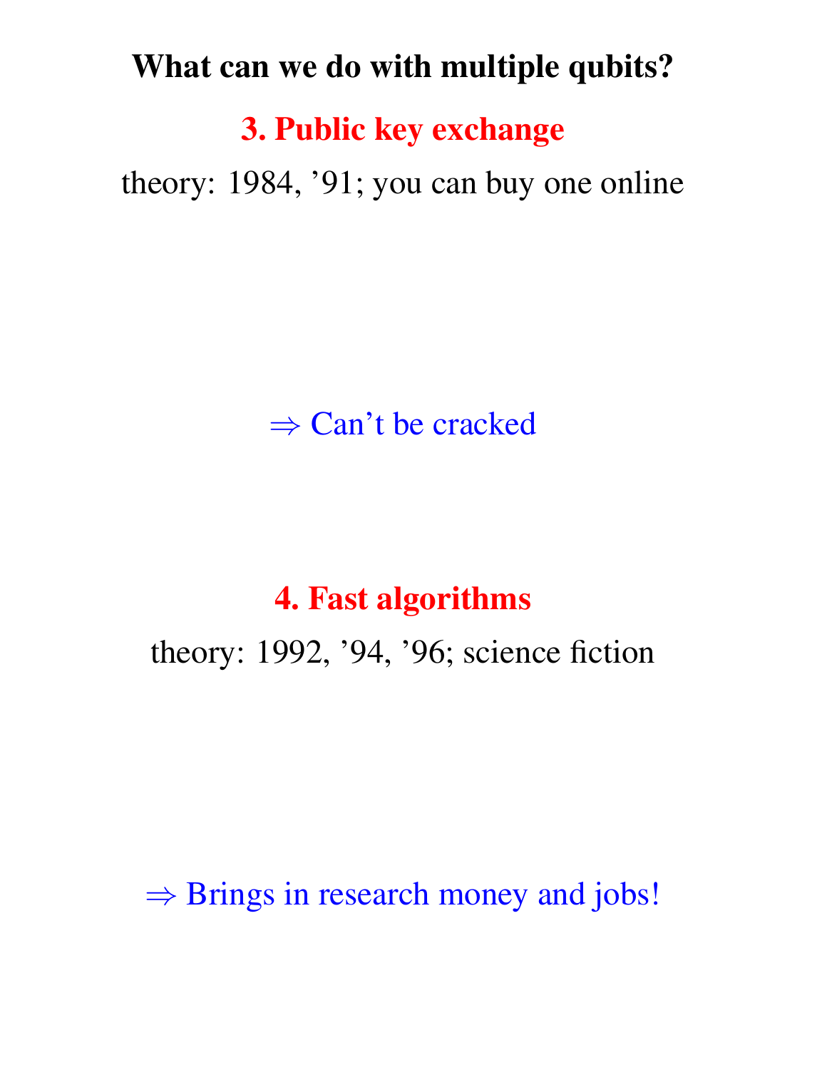# What can we do with multiple qubits?

## 3. Public key exchange

theory: 1984, ’91; you can buy one online

$\Rightarrow$ Can’t be cracked

## 4. Fast algorithms

theory: 1992, ’94, ’96; science fiction

$\Rightarrow$ Brings in research money and jobs!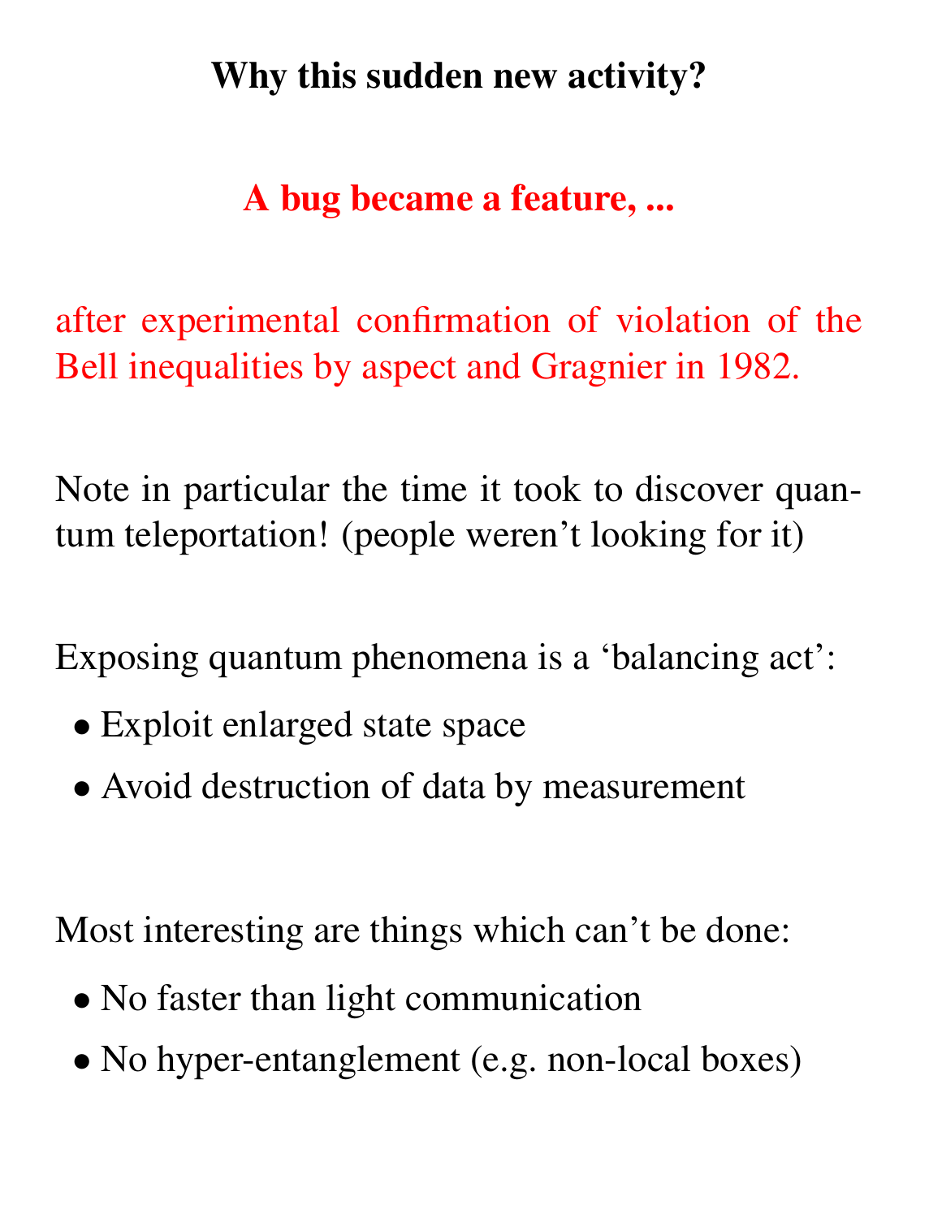## Why this sudden new activity?

**A bug became a feature, ...**

after experimental confirmation of violation of the Bell inequalities by aspect and Gragnier in 1982.

Note in particular the time it took to discover quantum teleportation! (people weren't looking for it)

Exposing quantum phenomena is a 'balancing act':

- Exploit enlarged state space
- Avoid destruction of data by measurement

Most interesting are things which can't be done:

- No faster than light communication
- No hyper-entanglement (e.g. non-local boxes)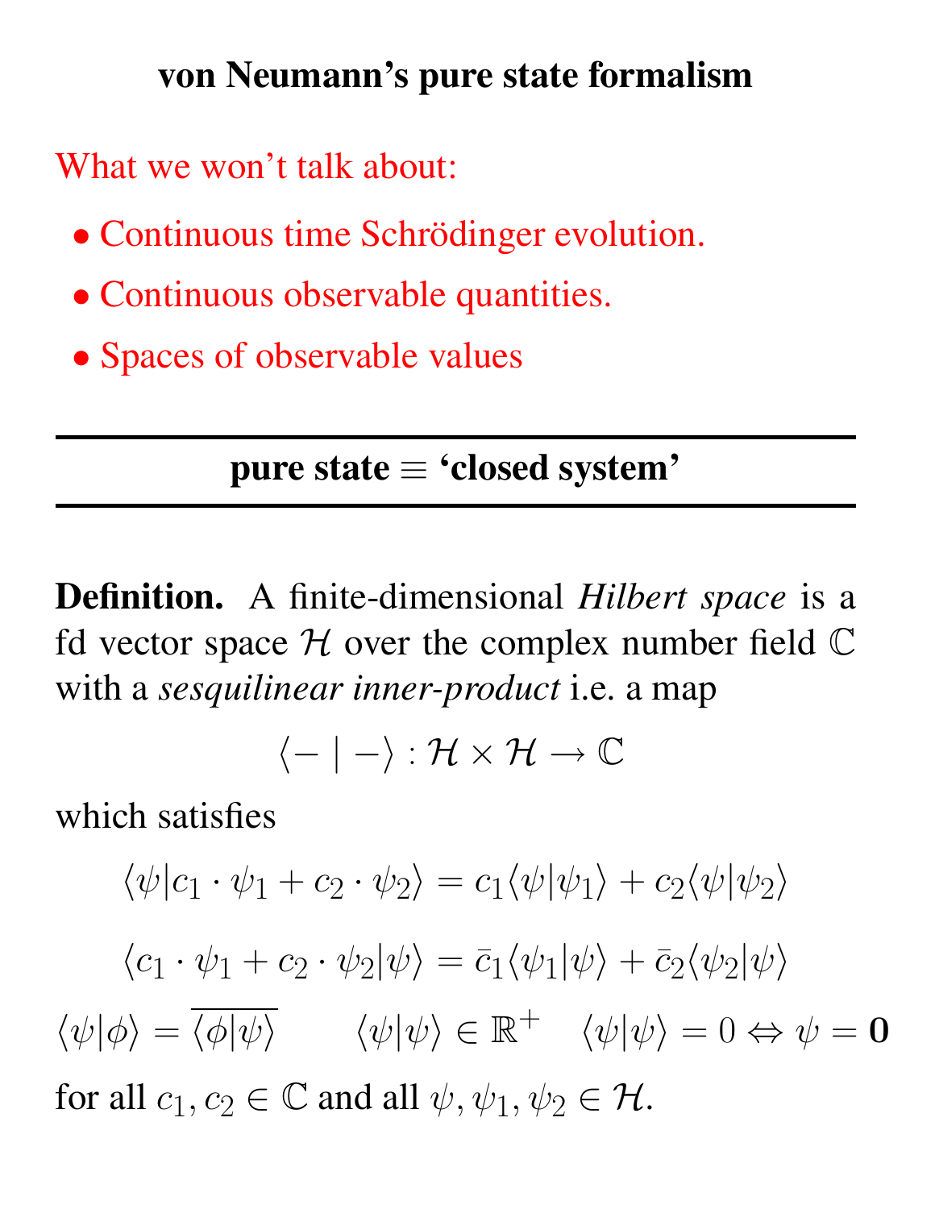## von Neumann's pure state formalism

What we won't talk about:

- Continuous time Schrödinger evolution.
- Continuous observable quantities.
- Spaces of observable values

---

**pure state ≡ 'closed system'**

---

**Definition.** A finite-dimensional *Hilbert space* is a fd vector space $\mathcal{H}$ over the complex number field $\mathbb{C}$ with a *sesquilinear inner-product* i.e. a map

$$\langle - \mid - \rangle : \mathcal{H} \times \mathcal{H} \to \mathbb{C}$$

which satisfies

$$\langle \psi | c_1 \cdot \psi_1 + c_2 \cdot \psi_2 \rangle = c_1 \langle \psi | \psi_1 \rangle + c_2 \langle \psi | \psi_2 \rangle$$

$$\langle c_1 \cdot \psi_1 + c_2 \cdot \psi_2 | \psi \rangle = \bar{c}_1 \langle \psi_1 | \psi \rangle + \bar{c}_2 \langle \psi_2 | \psi \rangle$$

$$\langle \psi | \phi \rangle = \overline{\langle \phi | \psi \rangle} \qquad \langle \psi | \psi \rangle \in \mathbb{R}^+ \quad \langle \psi | \psi \rangle = 0 \Leftrightarrow \psi = \mathbf{0}$$

for all $c_1, c_2 \in \mathbb{C}$ and all $\psi, \psi_1, \psi_2 \in \mathcal{H}$.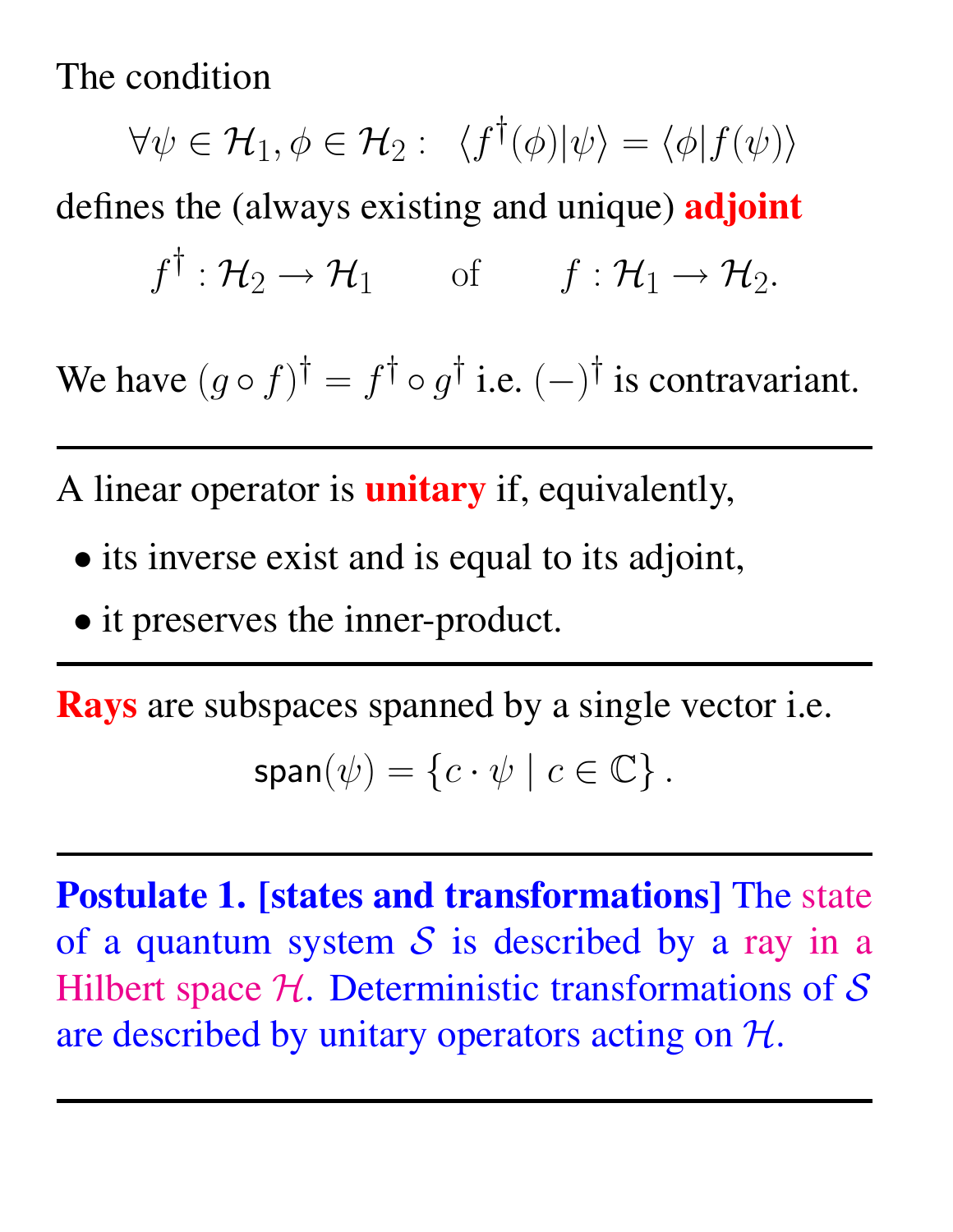The condition

$$\forall \psi \in \mathcal{H}_1, \phi \in \mathcal{H}_2 : \quad \langle f^\dagger(\phi) | \psi \rangle = \langle \phi | f(\psi) \rangle$$

defines the (always existing and unique) **adjoint**

$$f^\dagger : \mathcal{H}_2 \to \mathcal{H}_1 \qquad \text{of} \qquad f : \mathcal{H}_1 \to \mathcal{H}_2 .$$

We have $(g \circ f)^\dagger = f^\dagger \circ g^\dagger$ i.e. $(-)^\dagger$ is contravariant.

---

A linear operator is **unitary** if, equivalently,

- its inverse exist and is equal to its adjoint,
- it preserves the inner-product.

---

**Rays** are subspaces spanned by a single vector i.e.

$$\mathsf{span}(\psi) = \{ c \cdot \psi \mid c \in \mathbb{C} \} .$$

---

**Postulate 1. [states and transformations]** The state of a quantum system $\mathcal{S}$ is described by a ray in a Hilbert space $\mathcal{H}$. Deterministic transformations of $\mathcal{S}$ are described by unitary operators acting on $\mathcal{H}$.

---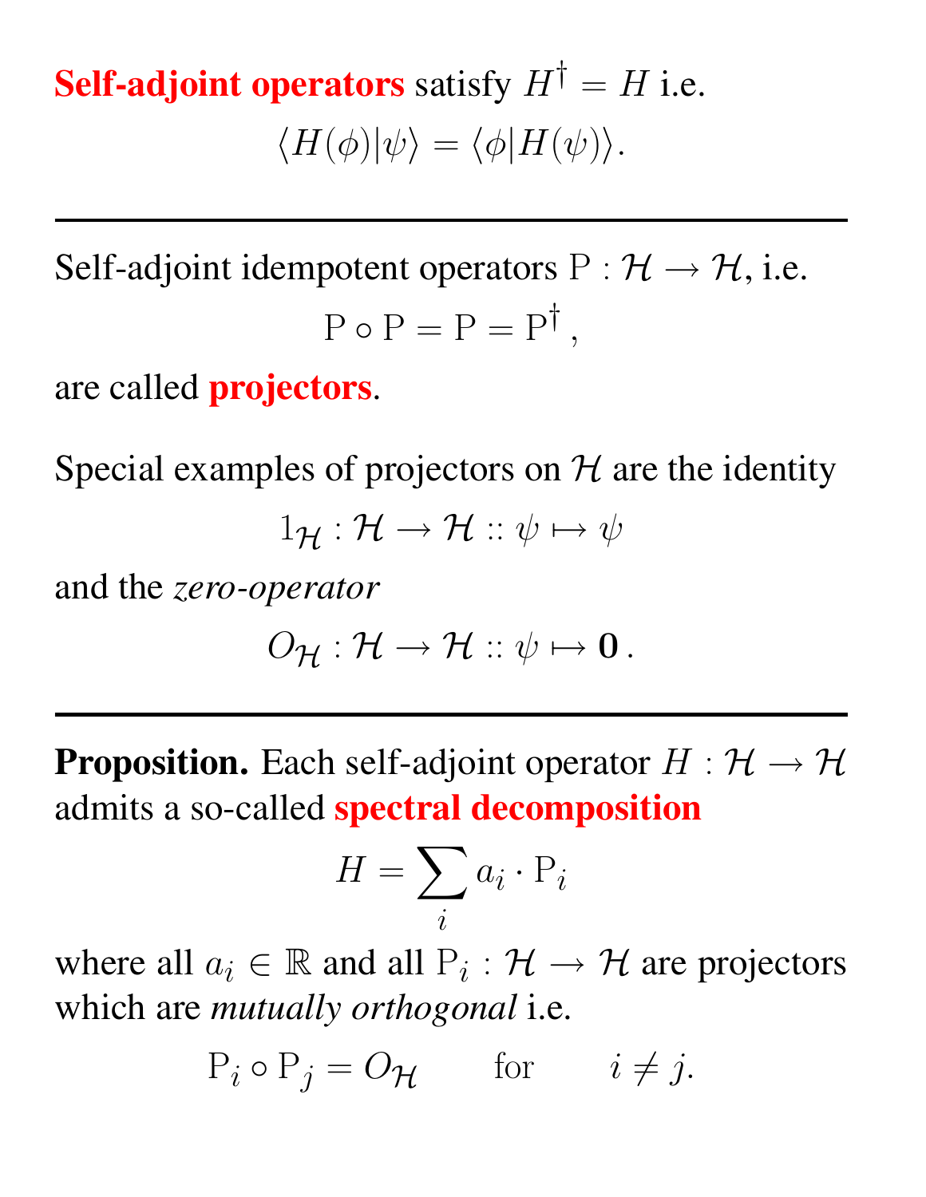**Self-adjoint operators** satisfy $H^\dagger = H$ i.e.

$$\langle H(\phi)|\psi\rangle = \langle\phi|H(\psi)\rangle.$$

---

Self-adjoint idempotent operators $\mathrm{P} : \mathcal{H} \to \mathcal{H}$, i.e.

$$\mathrm{P} \circ \mathrm{P} = \mathrm{P} = \mathrm{P}^\dagger\,,$$

are called **projectors**.

Special examples of projectors on $\mathcal{H}$ are the identity

$$1_{\mathcal{H}} : \mathcal{H} \to \mathcal{H} :: \psi \mapsto \psi$$

and the *zero-operator*

$$O_{\mathcal{H}} : \mathcal{H} \to \mathcal{H} :: \psi \mapsto \mathbf{0}\,.$$

---

**Proposition.** Each self-adjoint operator $H : \mathcal{H} \to \mathcal{H}$ admits a so-called **spectral decomposition**

$$H = \sum_i a_i \cdot \mathrm{P}_i$$

where all $a_i \in \mathbb{R}$ and all $\mathrm{P}_i : \mathcal{H} \to \mathcal{H}$ are projectors which are *mutually orthogonal* i.e.

$$\mathrm{P}_i \circ \mathrm{P}_j = O_{\mathcal{H}} \qquad \text{for} \qquad i \neq j.$$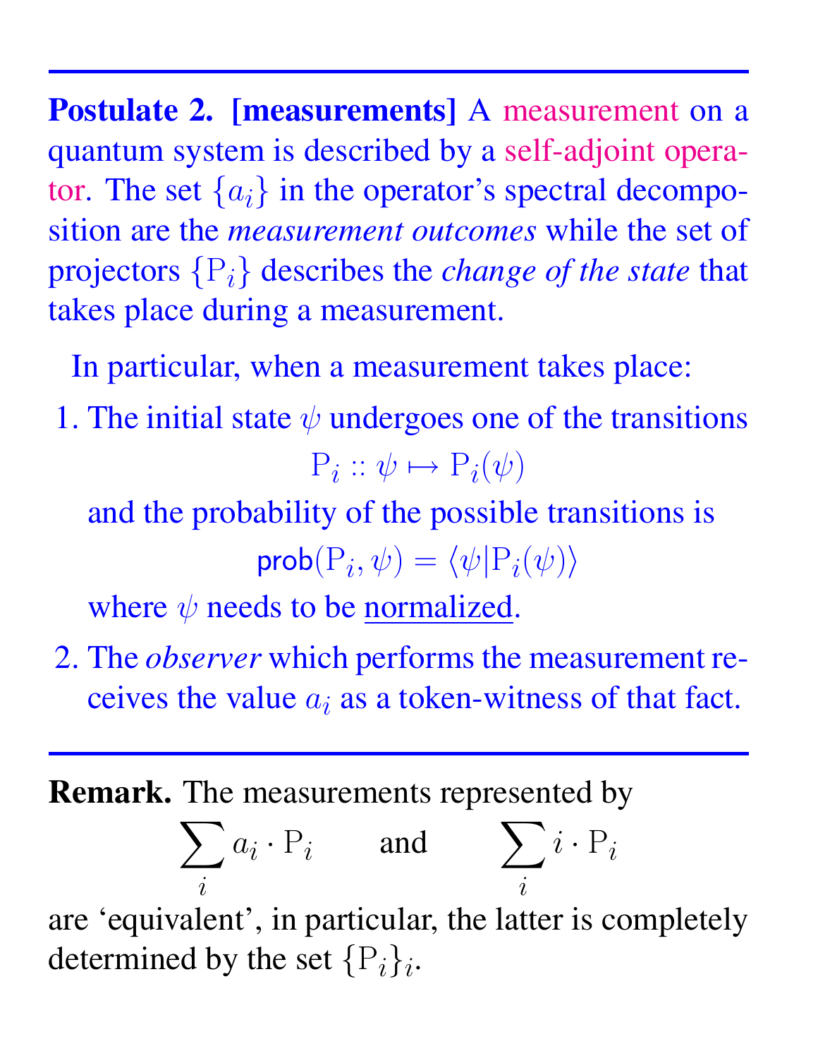**Postulate 2. [measurements]** A measurement on a quantum system is described by a self-adjoint operator. The set $\{a_i\}$ in the operator's spectral decomposition are the *measurement outcomes* while the set of projectors $\{\mathrm{P}_i\}$ describes the *change of the state* that takes place during a measurement.

In particular, when a measurement takes place:

1. The initial state $\psi$ undergoes one of the transitions
$$\mathrm{P}_i :: \psi \mapsto \mathrm{P}_i(\psi)$$
and the probability of the possible transitions is
$$\mathsf{prob}(\mathrm{P}_i, \psi) = \langle \psi | \mathrm{P}_i(\psi) \rangle$$
where $\psi$ needs to be normalized.
2. The *observer* which performs the measurement receives the value $a_i$ as a token-witness of that fact.

---

**Remark.** The measurements represented by
$$\sum_i a_i \cdot \mathrm{P}_i \qquad \text{and} \qquad \sum_i i \cdot \mathrm{P}_i$$
are 'equivalent', in particular, the latter is completely determined by the set $\{\mathrm{P}_i\}_i$.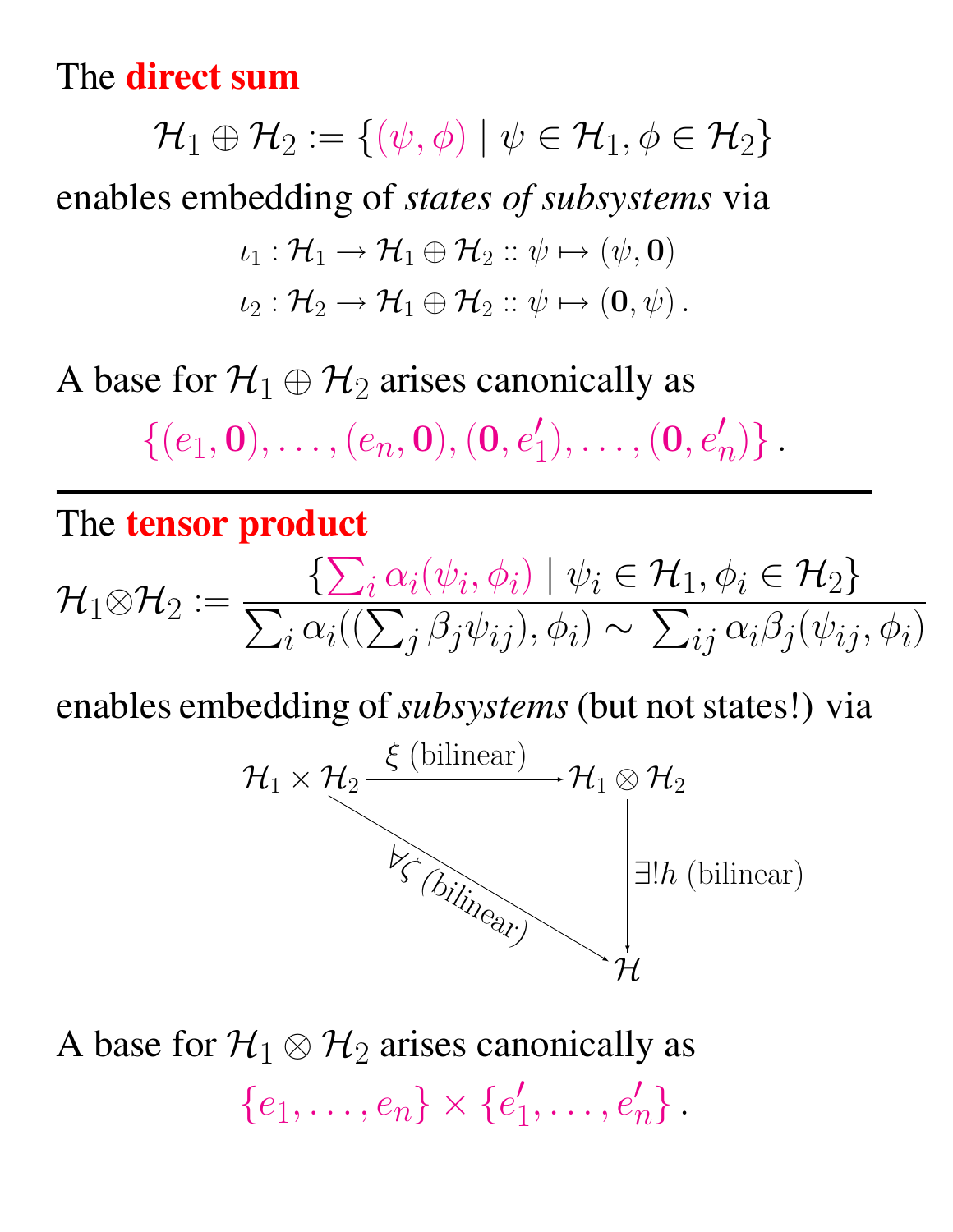The **direct sum**

$$\mathcal{H}_1 \oplus \mathcal{H}_2 := \{(\psi, \phi) \mid \psi \in \mathcal{H}_1, \phi \in \mathcal{H}_2\}$$

enables embedding of *states of subsystems* via

$$\iota_1 : \mathcal{H}_1 \to \mathcal{H}_1 \oplus \mathcal{H}_2 :: \psi \mapsto (\psi, \mathbf{0})$$
$$\iota_2 : \mathcal{H}_2 \to \mathcal{H}_1 \oplus \mathcal{H}_2 :: \psi \mapsto (\mathbf{0}, \psi)\,.$$

A base for $\mathcal{H}_1 \oplus \mathcal{H}_2$ arises canonically as

$$\{(e_1, \mathbf{0}), \ldots, (e_n, \mathbf{0}), (\mathbf{0}, e'_1), \ldots, (\mathbf{0}, e'_n)\}\,.$$

---

The **tensor product**

$$\mathcal{H}_1 \otimes \mathcal{H}_2 := \frac{\{\sum_i \alpha_i(\psi_i, \phi_i) \mid \psi_i \in \mathcal{H}_1, \phi_i \in \mathcal{H}_2\}}{\sum_i \alpha_i((\sum_j \beta_j \psi_{ij}), \phi_i) \sim \sum_{ij} \alpha_i \beta_j (\psi_{ij}, \phi_i)}$$

enables embedding of *subsystems* (but not states!) via

$$\begin{array}{ccc}
\mathcal{H}_1 \times \mathcal{H}_2 & \xrightarrow{\xi \text{ (bilinear)}} & \mathcal{H}_1 \otimes \mathcal{H}_2 \\
& \underset{\forall \zeta \text{ (bilinear)}}{\searrow} & \big\downarrow \exists! h \text{ (bilinear)} \\
& & \mathcal{H}
\end{array}$$

A base for $\mathcal{H}_1 \otimes \mathcal{H}_2$ arises canonically as

$$\{e_1, \ldots, e_n\} \times \{e'_1, \ldots, e'_n\}\,.$$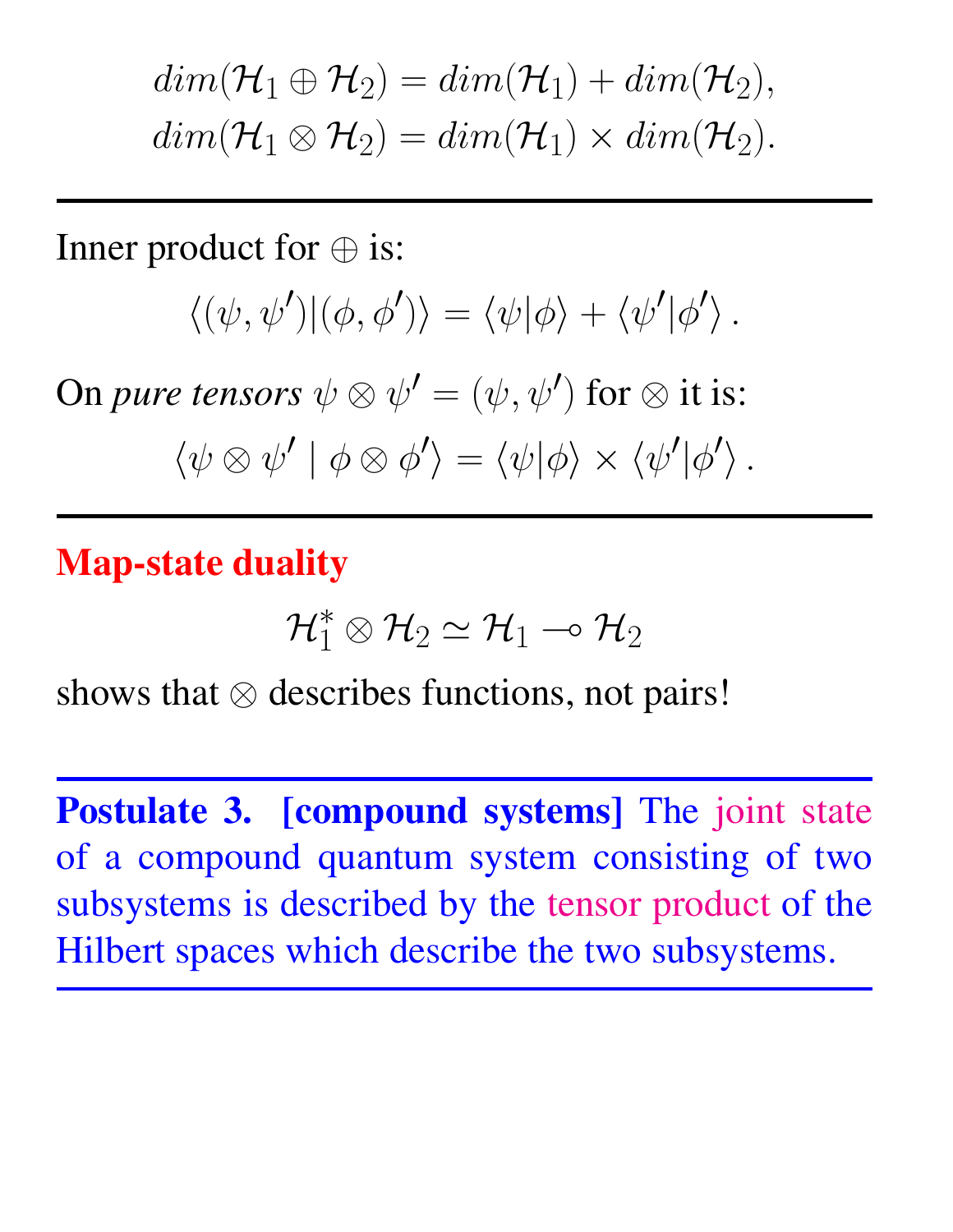$$dim(\mathcal{H}_1 \oplus \mathcal{H}_2) = dim(\mathcal{H}_1) + dim(\mathcal{H}_2),$$
$$dim(\mathcal{H}_1 \otimes \mathcal{H}_2) = dim(\mathcal{H}_1) \times dim(\mathcal{H}_2).$$

---

Inner product for $\oplus$ is:

$$\langle(\psi, \psi')|(\phi, \phi')\rangle = \langle\psi|\phi\rangle + \langle\psi'|\phi'\rangle\,.$$

On *pure tensors* $\psi \otimes \psi' = (\psi, \psi')$ for $\otimes$ it is:

$$\langle\psi \otimes \psi' \mid \phi \otimes \phi'\rangle = \langle\psi|\phi\rangle \times \langle\psi'|\phi'\rangle\,.$$

---

**Map-state duality**

$$\mathcal{H}_1^* \otimes \mathcal{H}_2 \simeq \mathcal{H}_1 \multimap \mathcal{H}_2$$

shows that $\otimes$ describes functions, not pairs!

---

**Postulate 3. [compound systems]** The joint state of a compound quantum system consisting of two subsystems is described by the tensor product of the Hilbert spaces which describe the two subsystems.

---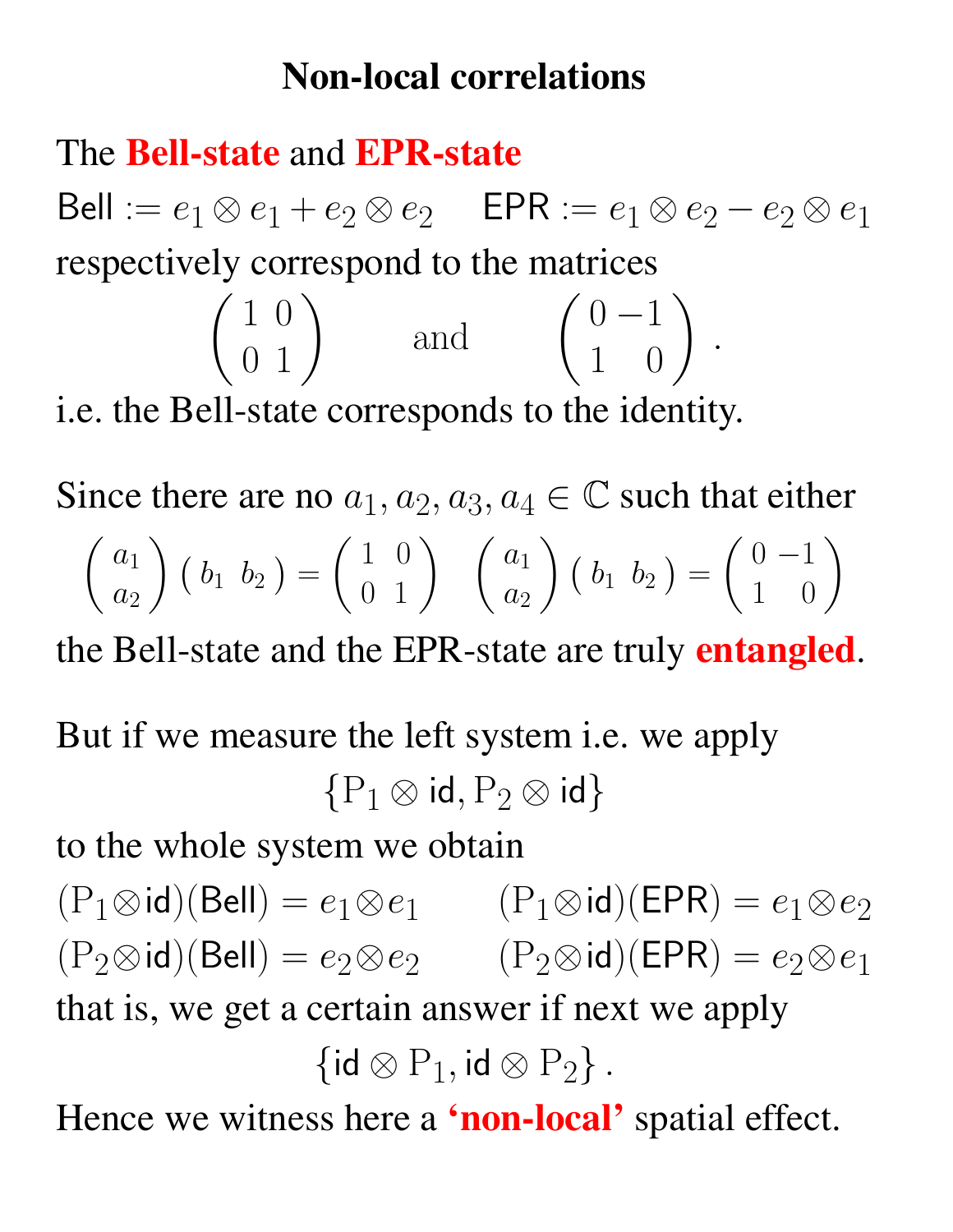# Non-local correlations

The **Bell-state** and **EPR-state**

$\mathsf{Bell} := e_1 \otimes e_1 + e_2 \otimes e_2 \qquad \mathsf{EPR} := e_1 \otimes e_2 - e_2 \otimes e_1$

respectively correspond to the matrices

$$\begin{pmatrix} 1 & 0 \\ 0 & 1 \end{pmatrix} \qquad \text{and} \qquad \begin{pmatrix} 0 & -1 \\ 1 & 0 \end{pmatrix} .$$

i.e. the Bell-state corresponds to the identity.

Since there are no $a_1, a_2, a_3, a_4 \in \mathbb{C}$ such that either

$$\begin{pmatrix} a_1 \\ a_2 \end{pmatrix} \begin{pmatrix} b_1 & b_2 \end{pmatrix} = \begin{pmatrix} 1 & 0 \\ 0 & 1 \end{pmatrix} \quad \begin{pmatrix} a_1 \\ a_2 \end{pmatrix} \begin{pmatrix} b_1 & b_2 \end{pmatrix} = \begin{pmatrix} 0 & -1 \\ 1 & 0 \end{pmatrix}$$

the Bell-state and the EPR-state are truly **entangled**.

But if we measure the left system i.e. we apply

$$\{\mathrm{P}_1 \otimes \mathsf{id}, \mathrm{P}_2 \otimes \mathsf{id}\}$$

to the whole system we obtain

$(\mathrm{P}_1 \otimes \mathsf{id})(\mathsf{Bell}) = e_1 \otimes e_1 \qquad (\mathrm{P}_1 \otimes \mathsf{id})(\mathsf{EPR}) = e_1 \otimes e_2$

$(\mathrm{P}_2 \otimes \mathsf{id})(\mathsf{Bell}) = e_2 \otimes e_2 \qquad (\mathrm{P}_2 \otimes \mathsf{id})(\mathsf{EPR}) = e_2 \otimes e_1$

that is, we get a certain answer if next we apply

$$\{\mathsf{id} \otimes \mathrm{P}_1, \mathsf{id} \otimes \mathrm{P}_2\} .$$

Hence we witness here a **'non-local'** spatial effect.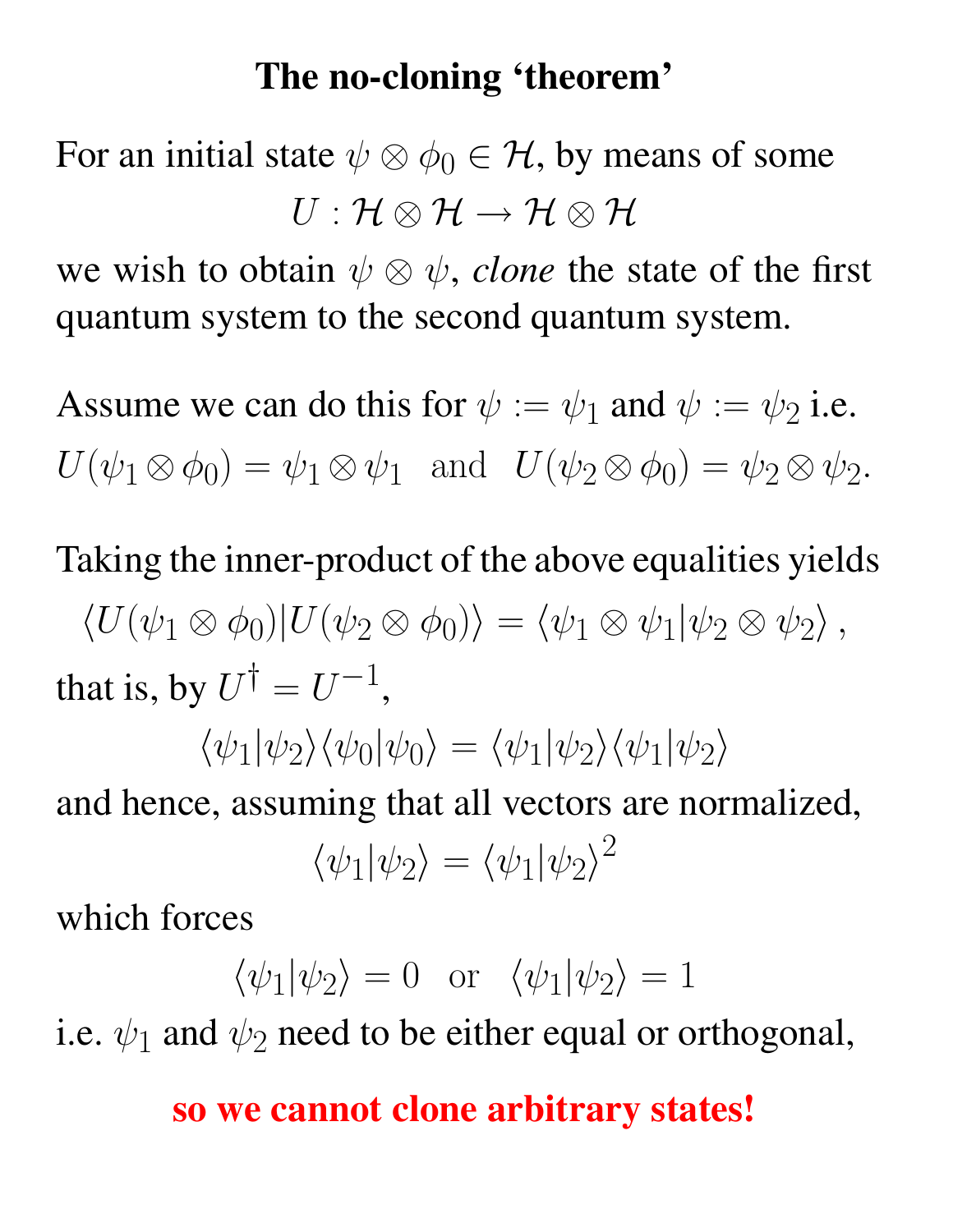# The no-cloning 'theorem'

For an initial state $\psi \otimes \phi_0 \in \mathcal{H}$, by means of some

$$U : \mathcal{H} \otimes \mathcal{H} \to \mathcal{H} \otimes \mathcal{H}$$

we wish to obtain $\psi \otimes \psi$, *clone* the state of the first quantum system to the second quantum system.

Assume we can do this for $\psi := \psi_1$ and $\psi := \psi_2$ i.e.

$$U(\psi_1 \otimes \phi_0) = \psi_1 \otimes \psi_1 \quad \text{and} \quad U(\psi_2 \otimes \phi_0) = \psi_2 \otimes \psi_2.$$

Taking the inner-product of the above equalities yields

$$\langle U(\psi_1 \otimes \phi_0) | U(\psi_2 \otimes \phi_0) \rangle = \langle \psi_1 \otimes \psi_1 | \psi_2 \otimes \psi_2 \rangle \, ,$$

that is, by $U^\dagger = U^{-1}$,

$$\langle \psi_1 | \psi_2 \rangle \langle \psi_0 | \psi_0 \rangle = \langle \psi_1 | \psi_2 \rangle \langle \psi_1 | \psi_2 \rangle$$

and hence, assuming that all vectors are normalized,

$$\langle \psi_1 | \psi_2 \rangle = \langle \psi_1 | \psi_2 \rangle^2$$

which forces

$$\langle \psi_1 | \psi_2 \rangle = 0 \quad \text{or} \quad \langle \psi_1 | \psi_2 \rangle = 1$$

i.e. $\psi_1$ and $\psi_2$ need to be either equal or orthogonal,

**so we cannot clone arbitrary states!**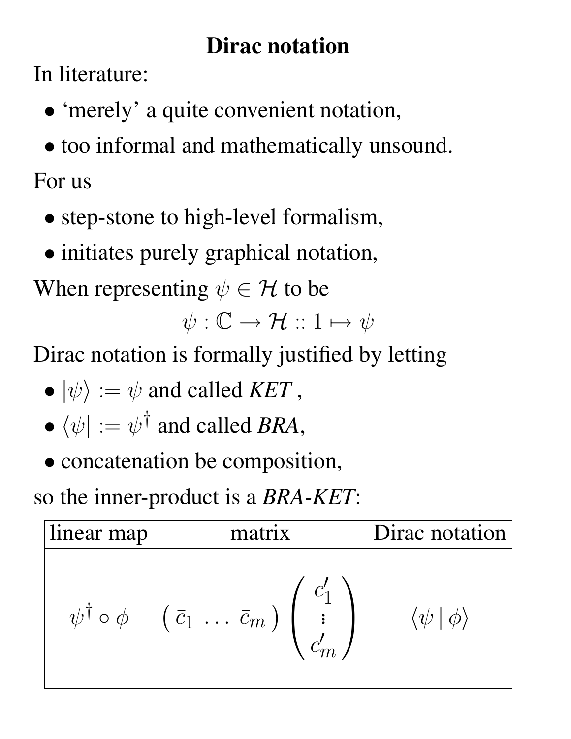# Dirac notation

In literature:

- 'merely' a quite convenient notation,
- too informal and mathematically unsound.

For us

- step-stone to high-level formalism,
- initiates purely graphical notation,

When representing $\psi \in \mathcal{H}$ to be

$$\psi : \mathbb{C} \to \mathcal{H} :: 1 \mapsto \psi$$

Dirac notation is formally justified by letting

- $|\psi\rangle := \psi$ and called *KET* ,
- $\langle\psi| := \psi^\dagger$ and called *BRA*,
- concatenation be composition,

so the inner-product is a *BRA-KET*:

| linear map | matrix | Dirac notation |
|---|---|---|
| $\psi^\dagger \circ \phi$ | $\begin{pmatrix} \bar{c}_1 & \ldots & \bar{c}_m \end{pmatrix} \begin{pmatrix} c'_1 \\ \vdots \\ c'_m \end{pmatrix}$ | $\langle\psi \,|\, \phi\rangle$ |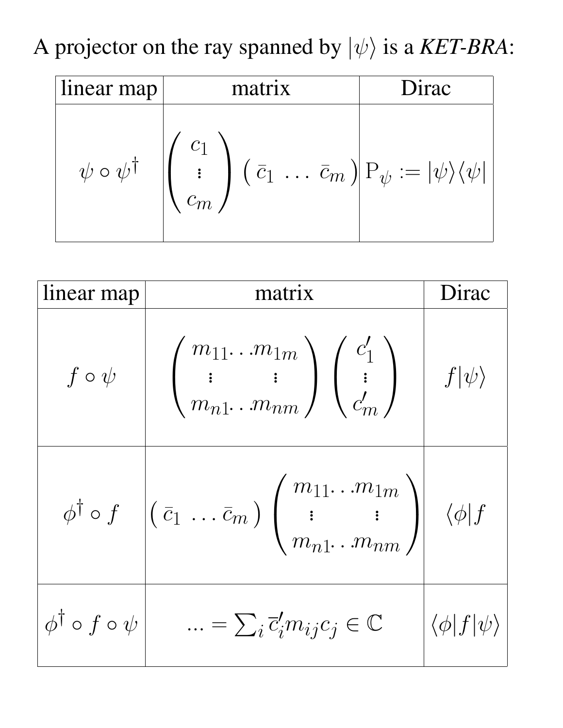A projector on the ray spanned by $|\psi\rangle$ is a *KET-BRA*:

| linear map | matrix | Dirac |
|---|---|---|
| $\psi \circ \psi^\dagger$ | $\begin{pmatrix} c_1 \\ \vdots \\ c_m \end{pmatrix} \begin{pmatrix} \bar{c}_1 & \dots & \bar{c}_m \end{pmatrix}$ | $\mathrm{P}_\psi := \lvert\psi\rangle\langle\psi\rvert$ |

| linear map | matrix | Dirac |
|---|---|---|
| $f \circ \psi$ | $\begin{pmatrix} m_{11} \dots m_{1m} \\ \vdots \quad\quad \vdots \\ m_{n1} \dots m_{nm} \end{pmatrix} \begin{pmatrix} c'_1 \\ \vdots \\ c'_m \end{pmatrix}$ | $f\lvert\psi\rangle$ |
| $\phi^\dagger \circ f$ | $\begin{pmatrix} \bar{c}_1 & \dots & \bar{c}_m \end{pmatrix} \begin{pmatrix} m_{11} \dots m_{1m} \\ \vdots \quad\quad \vdots \\ m_{n1} \dots m_{nm} \end{pmatrix}$ | $\langle\phi\rvert f$ |
| $\phi^\dagger \circ f \circ \psi$ | $\dots = \sum_i \bar{c}'_i m_{ij} c_j \in \mathbb{C}$ | $\langle\phi\lvert f\rvert\psi\rangle$ |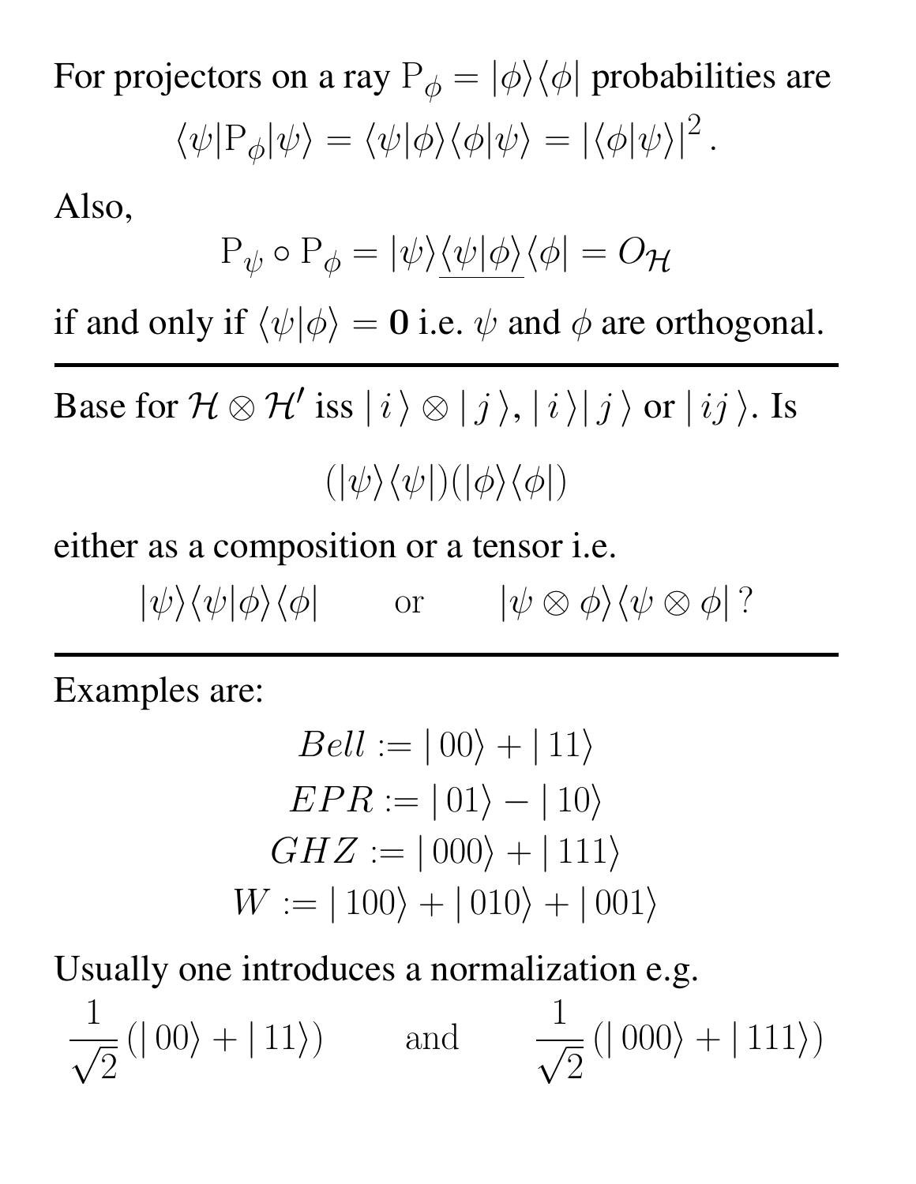For projectors on a ray $\mathrm{P}_\phi = |\phi\rangle\langle\phi|$ probabilities are

$$\langle\psi|\mathrm{P}_\phi|\psi\rangle = \langle\psi|\phi\rangle\langle\phi|\psi\rangle = |\langle\phi|\psi\rangle|^2 .$$

Also,

$$\mathrm{P}_\psi \circ \mathrm{P}_\phi = |\psi\rangle\underline{\langle\psi|\phi\rangle}\langle\phi| = O_{\mathcal{H}}$$

if and only if $\langle\psi|\phi\rangle = \mathbf{0}$ i.e. $\psi$ and $\phi$ are orthogonal.

---

Base for $\mathcal{H} \otimes \mathcal{H}'$ iss $|\, i\,\rangle \otimes |\, j\,\rangle$, $|\, i\,\rangle|\, j\,\rangle$ or $|\, ij\,\rangle$. Is

$$(|\psi\rangle\langle\psi|)(|\phi\rangle\langle\phi|)$$

either as a composition or a tensor i.e.

$$|\psi\rangle\langle\psi|\phi\rangle\langle\phi| \qquad \text{or} \qquad |\psi \otimes \phi\rangle\langle\psi \otimes \phi|\,?$$

---

Examples are:

$$Bell := |\,00\rangle + |\,11\rangle$$

$$EPR := |\,01\rangle - |\,10\rangle$$

$$GHZ := |\,000\rangle + |\,111\rangle$$

$$W := |\,100\rangle + |\,010\rangle + |\,001\rangle$$

Usually one introduces a normalization e.g.

$$\frac{1}{\sqrt{2}}(|\,00\rangle + |\,11\rangle) \qquad \text{and} \qquad \frac{1}{\sqrt{2}}(|\,000\rangle + |\,111\rangle)$$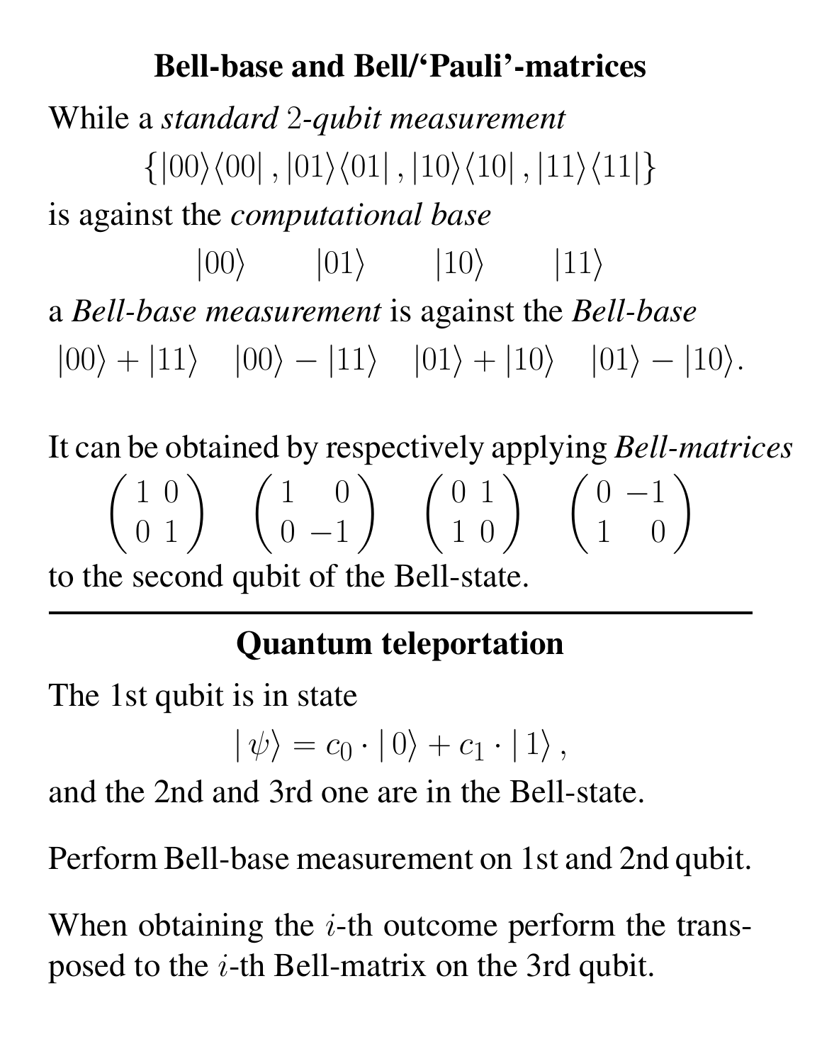## Bell-base and Bell/'Pauli'-matrices

While a *standard* 2*-qubit measurement*

$$\{|00\rangle\langle 00|\,, |01\rangle\langle 01|\,, |10\rangle\langle 10|\,, |11\rangle\langle 11|\}$$

is against the *computational base*

$$|00\rangle \qquad |01\rangle \qquad |10\rangle \qquad |11\rangle$$

a *Bell-base measurement* is against the *Bell-base*

$$|00\rangle + |11\rangle \quad |00\rangle - |11\rangle \quad |01\rangle + |10\rangle \quad |01\rangle - |10\rangle.$$

It can be obtained by respectively applying *Bell-matrices*

$$\begin{pmatrix} 1 & 0 \\ 0 & 1 \end{pmatrix} \quad \begin{pmatrix} 1 & 0 \\ 0 & -1 \end{pmatrix} \quad \begin{pmatrix} 0 & 1 \\ 1 & 0 \end{pmatrix} \quad \begin{pmatrix} 0 & -1 \\ 1 & 0 \end{pmatrix}$$

to the second qubit of the Bell-state.

---

## Quantum teleportation

The 1st qubit is in state

$$|\,\psi\rangle = c_0 \cdot |\,0\rangle + c_1 \cdot |\,1\rangle\,,$$

and the 2nd and 3rd one are in the Bell-state.

Perform Bell-base measurement on 1st and 2nd qubit.

When obtaining the $i$-th outcome perform the transposed to the $i$-th Bell-matrix on the 3rd qubit.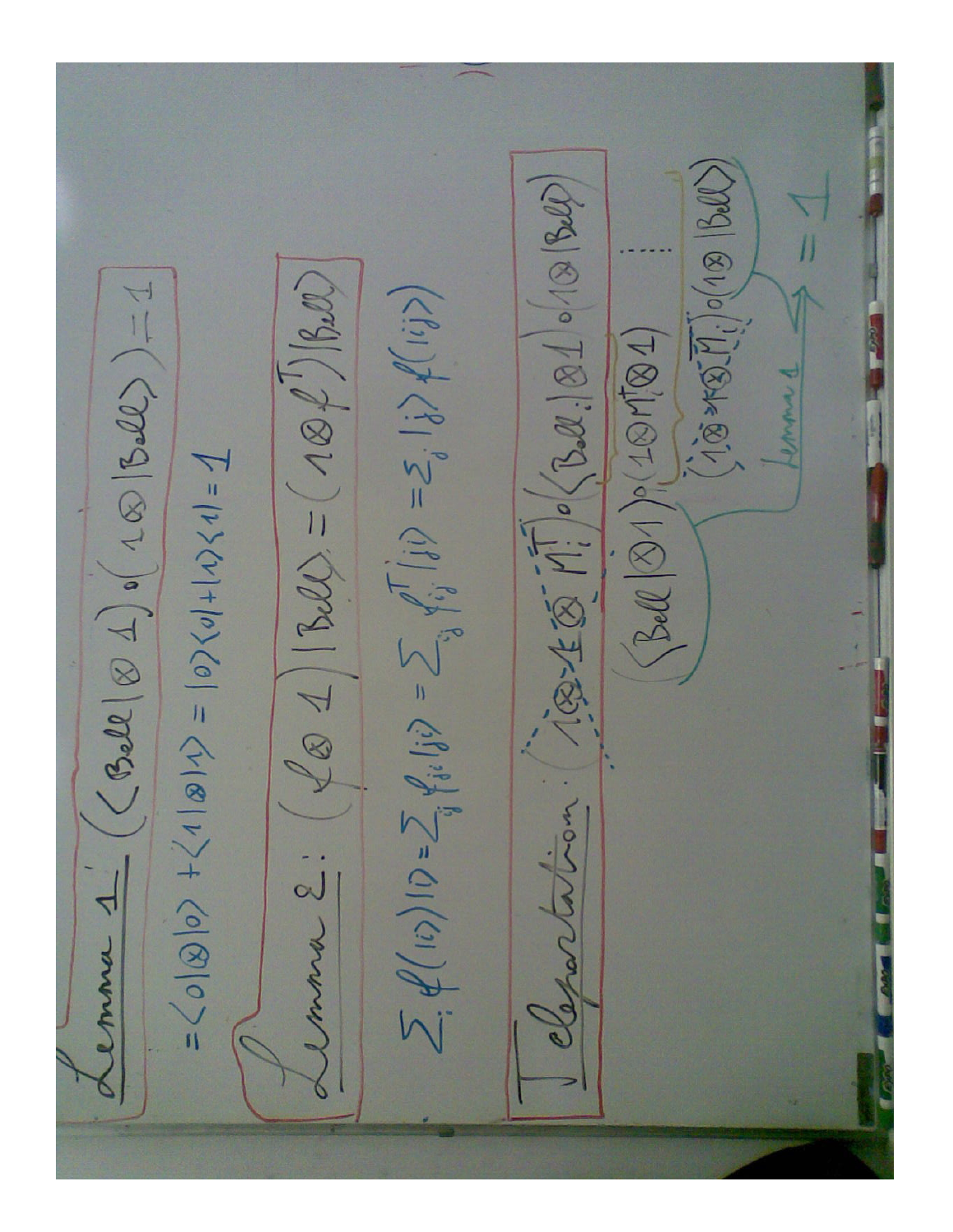**Lemma 1:** $\left(\langle \text{Bell}| \otimes 1\right) \circ \left(1 \otimes |\text{Bell}\rangle\right) = 1$

$= \langle 0| \otimes |0\rangle + \langle 1| \otimes |1\rangle = |0\rangle\langle 0| + |1\rangle\langle 1| = 1$

**Lemma 2:** $\left(f \otimes 1\right)|\text{Bell}\rangle = \left(1 \otimes f^T\right)|\text{Bell}\rangle$

$\sum_i f(|i\rangle)|i\rangle = \sum_{ij} f_{ji}|ji\rangle = \sum_{ij} f^T_{ij}|ji\rangle = \sum_j |j\rangle f^T(|j\rangle)$

**Teleportation:** $\left(1 \otimes 1 \otimes M_i^T\right) \circ \left(\langle \text{Bell}_i| \otimes 1\right) \circ \left(1 \otimes |\text{Bell}\rangle\right)$

$\left(\langle \text{Bell}| \otimes 1\right) \circ \left(1 \otimes M_i^T \otimes 1\right) \cdots$

$\left(1 \otimes 1 \otimes M_i^T\right) \circ \left(1 \otimes |\text{Bell}\rangle\right)$

Lemma 1 $\rightarrow = 1$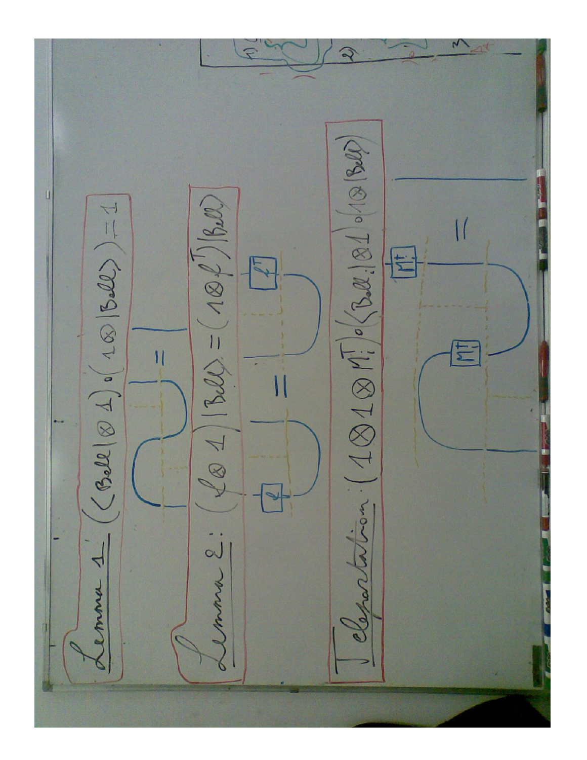**Lemma 1:** $(\langle Bell| \otimes 1) \circ (1 \otimes |Bell\rangle) = 1$

**Lemma 2:** $(f \otimes 1)|Bell\rangle = (1 \otimes f^T)|Bell\rangle$

**Teleportation:** $(1 \otimes 1 \otimes M_i^T) \circ (\langle Bell_i| \otimes 1) \circ (1 \otimes |Bell\rangle)$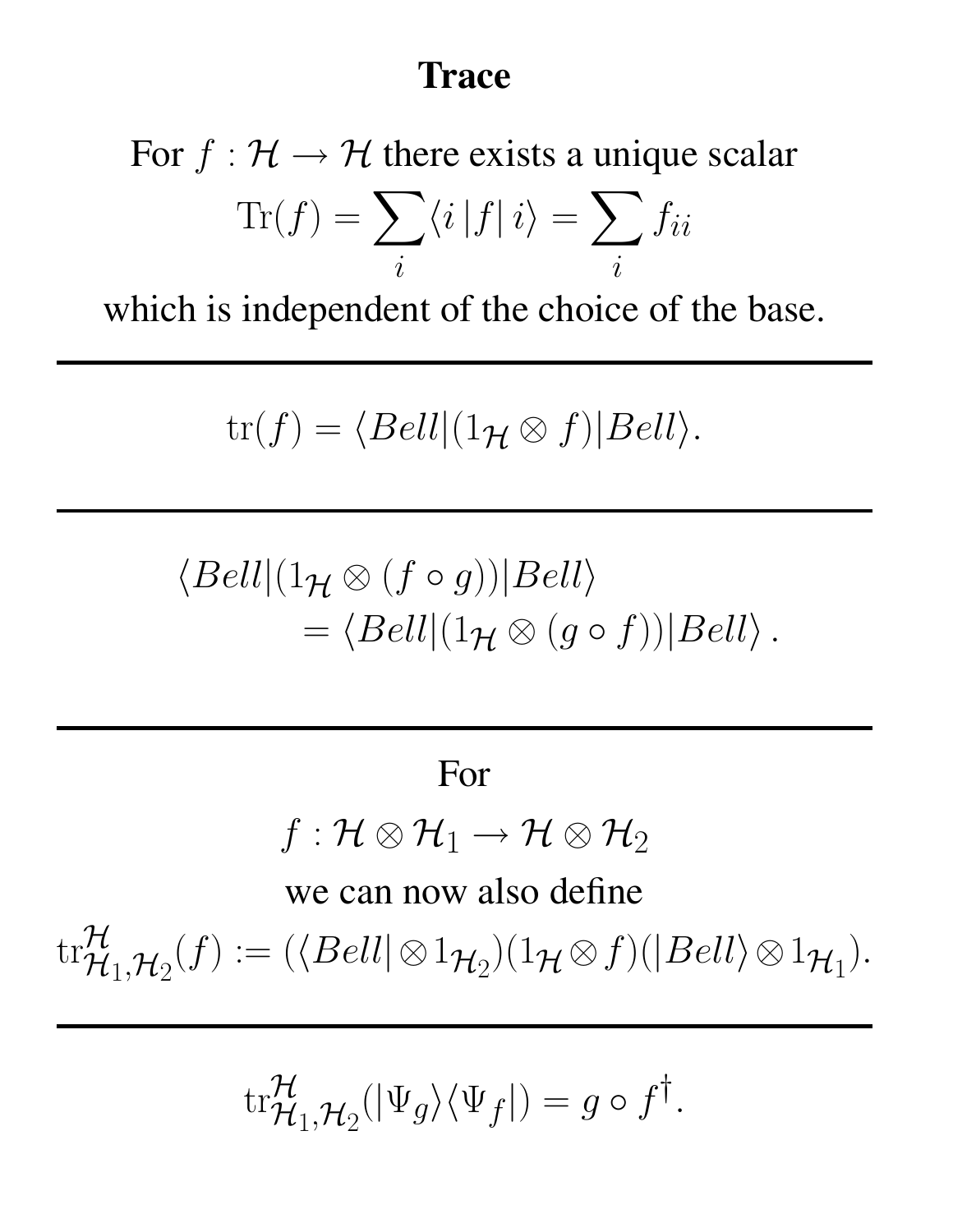# Trace

For $f : \mathcal{H} \to \mathcal{H}$ there exists a unique scalar

$$\mathrm{Tr}(f) = \sum_i \langle i \,|f|\, i \rangle = \sum_i f_{ii}$$

which is independent of the choice of the base.

---

$$\mathrm{tr}(f) = \langle Bell|(1_{\mathcal{H}} \otimes f)|Bell\rangle.$$

---

$$\begin{aligned} &\langle Bell|(1_{\mathcal{H}} \otimes (f \circ g))|Bell\rangle \\ &\qquad = \langle Bell|(1_{\mathcal{H}} \otimes (g \circ f))|Bell\rangle\,. \end{aligned}$$

---

For

$$f : \mathcal{H} \otimes \mathcal{H}_1 \to \mathcal{H} \otimes \mathcal{H}_2$$

we can now also define

$$\mathrm{tr}^{\mathcal{H}}_{\mathcal{H}_1,\mathcal{H}_2}(f) := (\langle Bell| \otimes 1_{\mathcal{H}_2})(1_{\mathcal{H}} \otimes f)(|Bell\rangle \otimes 1_{\mathcal{H}_1}).$$

---

$$\mathrm{tr}^{\mathcal{H}}_{\mathcal{H}_1,\mathcal{H}_2}(|\Psi_g\rangle\langle\Psi_f|) = g \circ f^{\dagger}.$$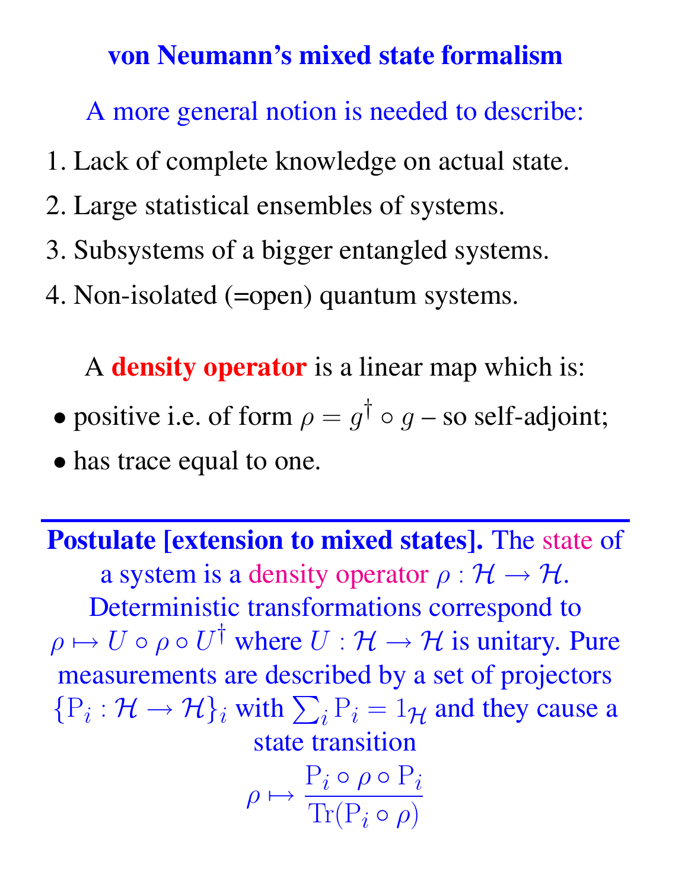# von Neumann's mixed state formalism

A more general notion is needed to describe:

1. Lack of complete knowledge on actual state.
2. Large statistical ensembles of systems.
3. Subsystems of a bigger entangled systems.
4. Non-isolated (=open) quantum systems.

A **density operator** is a linear map which is:

- positive i.e. of form $\rho = g^\dagger \circ g$ – so self-adjoint;
- has trace equal to one.

---

**Postulate [extension to mixed states].** The state of a system is a density operator $\rho : \mathcal{H} \to \mathcal{H}$. Deterministic transformations correspond to $\rho \mapsto U \circ \rho \circ U^\dagger$ where $U : \mathcal{H} \to \mathcal{H}$ is unitary. Pure measurements are described by a set of projectors $\{\mathrm{P}_i : \mathcal{H} \to \mathcal{H}\}_i$ with $\sum_i \mathrm{P}_i = 1_{\mathcal{H}}$ and they cause a state transition

$$\rho \mapsto \frac{\mathrm{P}_i \circ \rho \circ \mathrm{P}_i}{\mathrm{Tr}(\mathrm{P}_i \circ \rho)}$$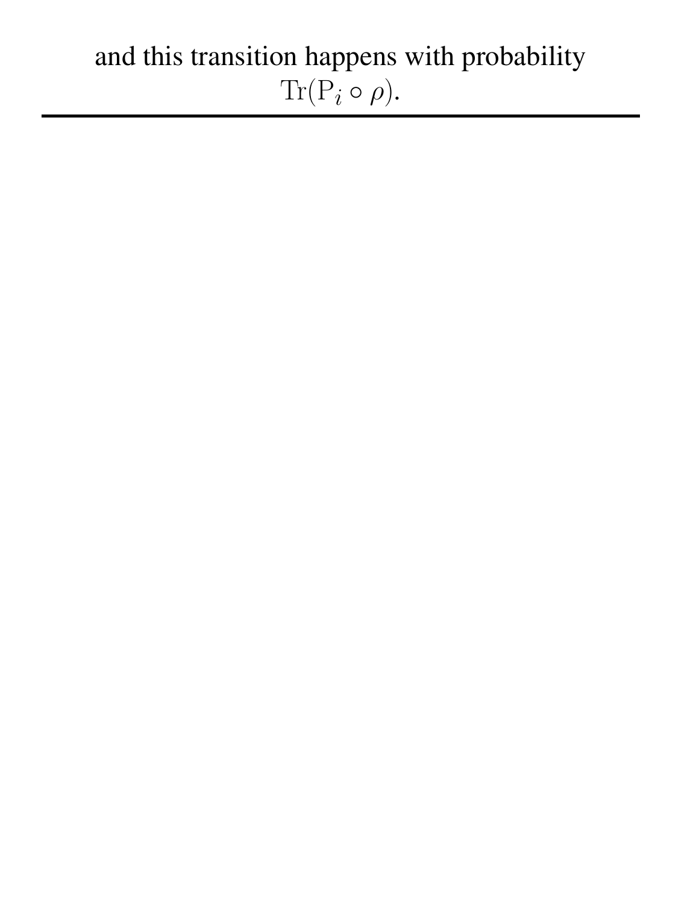and this transition happens with probability $\mathrm{Tr}(\mathrm{P}_i \circ \rho)$.

---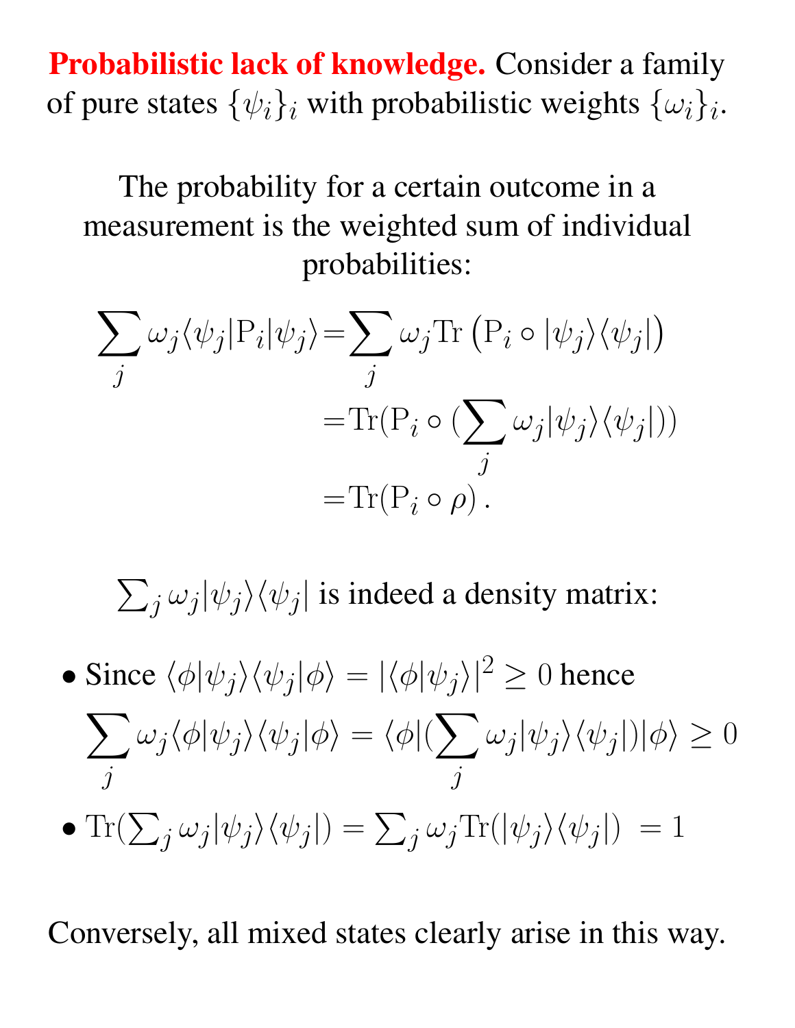**Probabilistic lack of knowledge.** Consider a family of pure states $\{\psi_i\}_i$ with probabilistic weights $\{\omega_i\}_i$.

The probability for a certain outcome in a measurement is the weighted sum of individual probabilities:

$$
\begin{aligned}
\sum_j \omega_j \langle \psi_j | \mathrm{P}_i | \psi_j \rangle &= \sum_j \omega_j \mathrm{Tr}\left(\mathrm{P}_i \circ |\psi_j\rangle\langle\psi_j|\right) \\
&= \mathrm{Tr}(\mathrm{P}_i \circ (\sum_j \omega_j |\psi_j\rangle\langle\psi_j|)) \\
&= \mathrm{Tr}(\mathrm{P}_i \circ \rho)\,.
\end{aligned}
$$

$\sum_j \omega_j |\psi_j\rangle\langle\psi_j|$ is indeed a density matrix:

- Since $\langle\phi|\psi_j\rangle\langle\psi_j|\phi\rangle = |\langle\phi|\psi_j\rangle|^2 \geq 0$ hence
  $$\sum_j \omega_j \langle\phi|\psi_j\rangle\langle\psi_j|\phi\rangle = \langle\phi|(\sum_j \omega_j |\psi_j\rangle\langle\psi_j|)|\phi\rangle \geq 0$$
- $\mathrm{Tr}(\sum_j \omega_j |\psi_j\rangle\langle\psi_j|) = \sum_j \omega_j \mathrm{Tr}(|\psi_j\rangle\langle\psi_j|) = 1$

Conversely, all mixed states clearly arise in this way.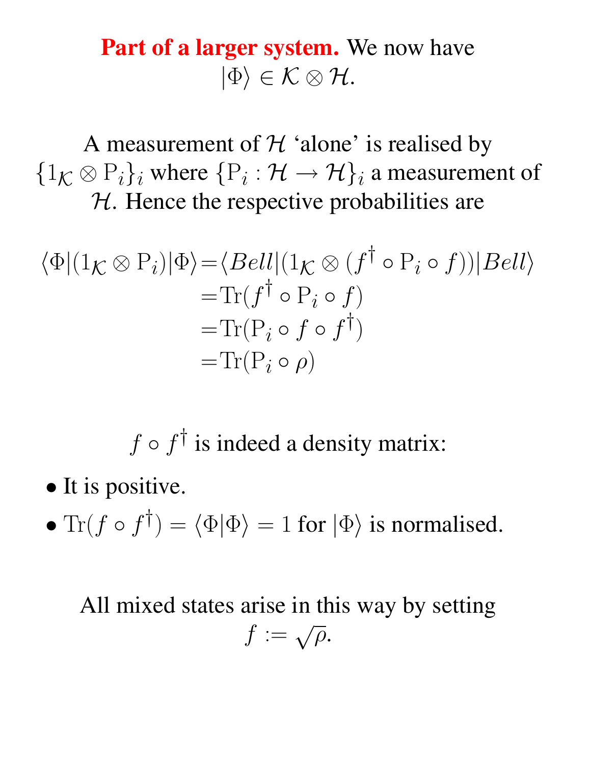**Part of a larger system.** We now have $|\Phi\rangle \in \mathcal{K} \otimes \mathcal{H}$.

A measurement of $\mathcal{H}$ 'alone' is realised by $\{1_{\mathcal{K}} \otimes \mathrm{P}_i\}_i$ where $\{\mathrm{P}_i : \mathcal{H} \to \mathcal{H}\}_i$ a measurement of $\mathcal{H}$. Hence the respective probabilities are

$$
\begin{aligned}
\langle \Phi | (1_{\mathcal{K}} \otimes \mathrm{P}_i) | \Phi \rangle &= \langle Bell | (1_{\mathcal{K}} \otimes (f^\dagger \circ \mathrm{P}_i \circ f)) | Bell \rangle \\
&= \mathrm{Tr}(f^\dagger \circ \mathrm{P}_i \circ f) \\
&= \mathrm{Tr}(\mathrm{P}_i \circ f \circ f^\dagger) \\
&= \mathrm{Tr}(\mathrm{P}_i \circ \rho)
\end{aligned}
$$

$f \circ f^\dagger$ is indeed a density matrix:

- It is positive.
- $\mathrm{Tr}(f \circ f^\dagger) = \langle \Phi | \Phi \rangle = 1$ for $|\Phi\rangle$ is normalised.

All mixed states arise in this way by setting $f := \sqrt{\rho}$.